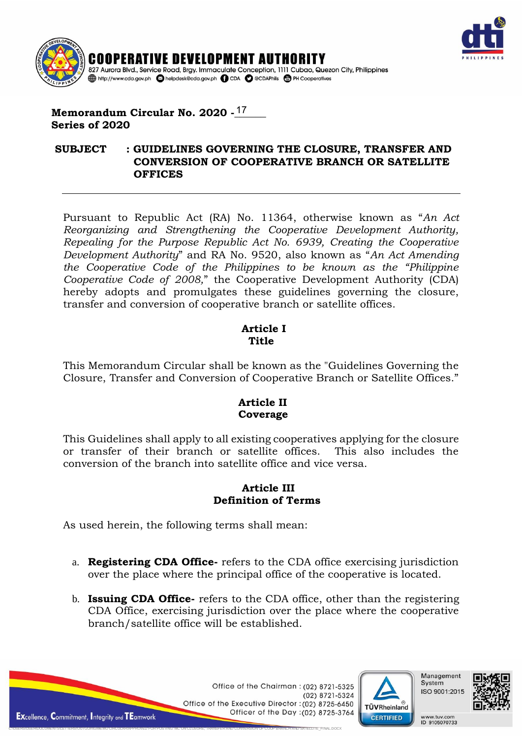# COOPERATIVE DEVELOPMENT AUTHORITY

827 Aurora Blvd., Service Road, Brgy. Immaculate Conception, 1111 Cubao, Quezon City, Philippines

http://www.cda.gov.ph helpdesk@cda.gov.ph CDA @CDAPhils PH Cooperatives

**Memorandum Circular No. 2020 - 17**
**Series of 2020**

**SUBJECT : GUIDELINES GOVERNING THE CLOSURE, TRANSFER AND CONVERSION OF COOPERATIVE BRANCH OR SATELLITE OFFICES**

---

Pursuant to Republic Act (RA) No. 11364, otherwise known as "*An Act Reorganizing and Strengthening the Cooperative Development Authority, Repealing for the Purpose Republic Act No. 6939, Creating the Cooperative Development Authority*" and RA No. 9520, also known as "*An Act Amending the Cooperative Code of the Philippines to be known as the "Philippine Cooperative Code of 2008,*" the Cooperative Development Authority (CDA) hereby adopts and promulgates these guidelines governing the closure, transfer and conversion of cooperative branch or satellite offices.

## Article I
## Title

This Memorandum Circular shall be known as the "Guidelines Governing the Closure, Transfer and Conversion of Cooperative Branch or Satellite Offices."

## Article II
## Coverage

This Guidelines shall apply to all existing cooperatives applying for the closure or transfer of their branch or satellite offices. This also includes the conversion of the branch into satellite office and vice versa.

## Article III
## Definition of Terms

As used herein, the following terms shall mean:

a. **Registering CDA Office-** refers to the CDA office exercising jurisdiction over the place where the principal office of the cooperative is located.

b. **Issuing CDA Office-** refers to the CDA office, other than the registering CDA Office, exercising jurisdiction over the place where the cooperative branch/satellite office will be established.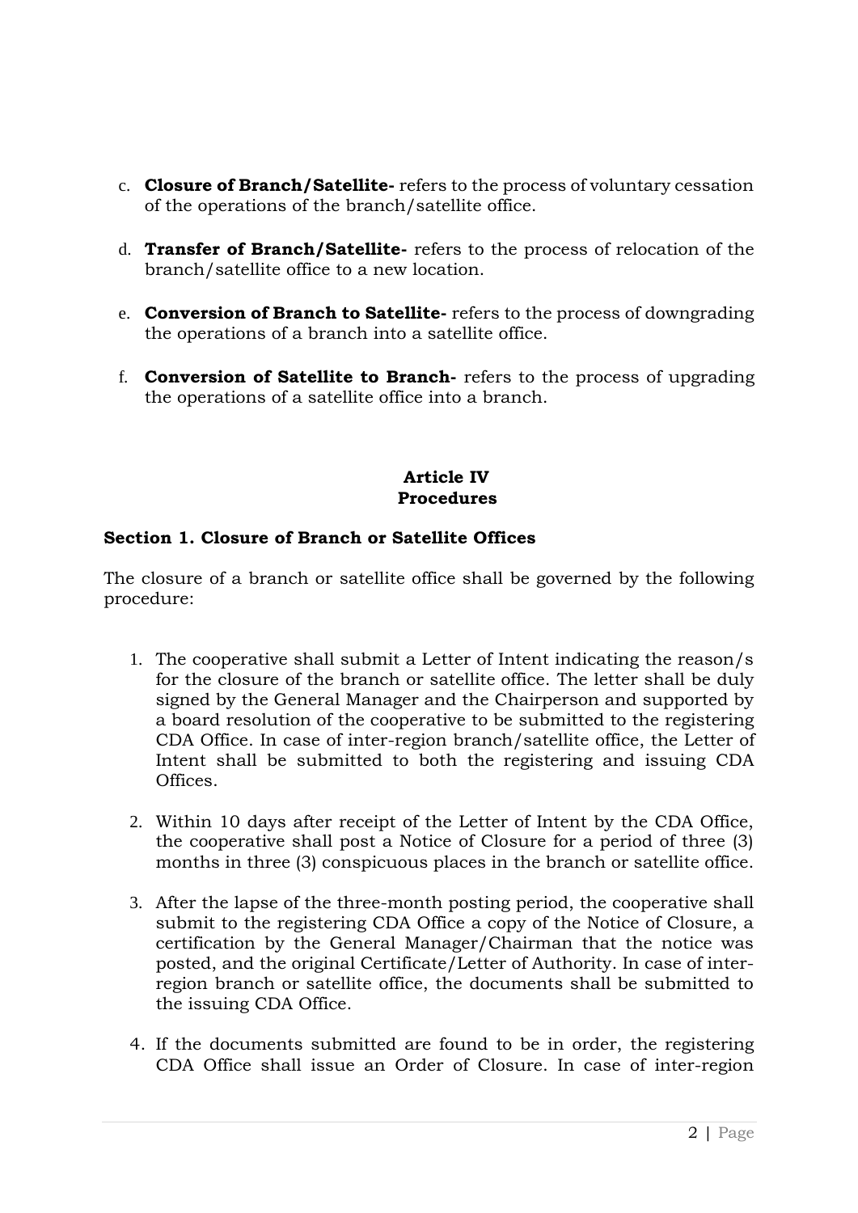c. **Closure of Branch/Satellite-** refers to the process of voluntary cessation of the operations of the branch/satellite office.

d. **Transfer of Branch/Satellite-** refers to the process of relocation of the branch/satellite office to a new location.

e. **Conversion of Branch to Satellite-** refers to the process of downgrading the operations of a branch into a satellite office.

f. **Conversion of Satellite to Branch-** refers to the process of upgrading the operations of a satellite office into a branch.

## Article IV
## Procedures

### Section 1. Closure of Branch or Satellite Offices

The closure of a branch or satellite office shall be governed by the following procedure:

1. The cooperative shall submit a Letter of Intent indicating the reason/s for the closure of the branch or satellite office. The letter shall be duly signed by the General Manager and the Chairperson and supported by a board resolution of the cooperative to be submitted to the registering CDA Office. In case of inter-region branch/satellite office, the Letter of Intent shall be submitted to both the registering and issuing CDA Offices.

2. Within 10 days after receipt of the Letter of Intent by the CDA Office, the cooperative shall post a Notice of Closure for a period of three (3) months in three (3) conspicuous places in the branch or satellite office.

3. After the lapse of the three-month posting period, the cooperative shall submit to the registering CDA Office a copy of the Notice of Closure, a certification by the General Manager/Chairman that the notice was posted, and the original Certificate/Letter of Authority. In case of inter-region branch or satellite office, the documents shall be submitted to the issuing CDA Office.

4. If the documents submitted are found to be in order, the registering CDA Office shall issue an Order of Closure. In case of inter-region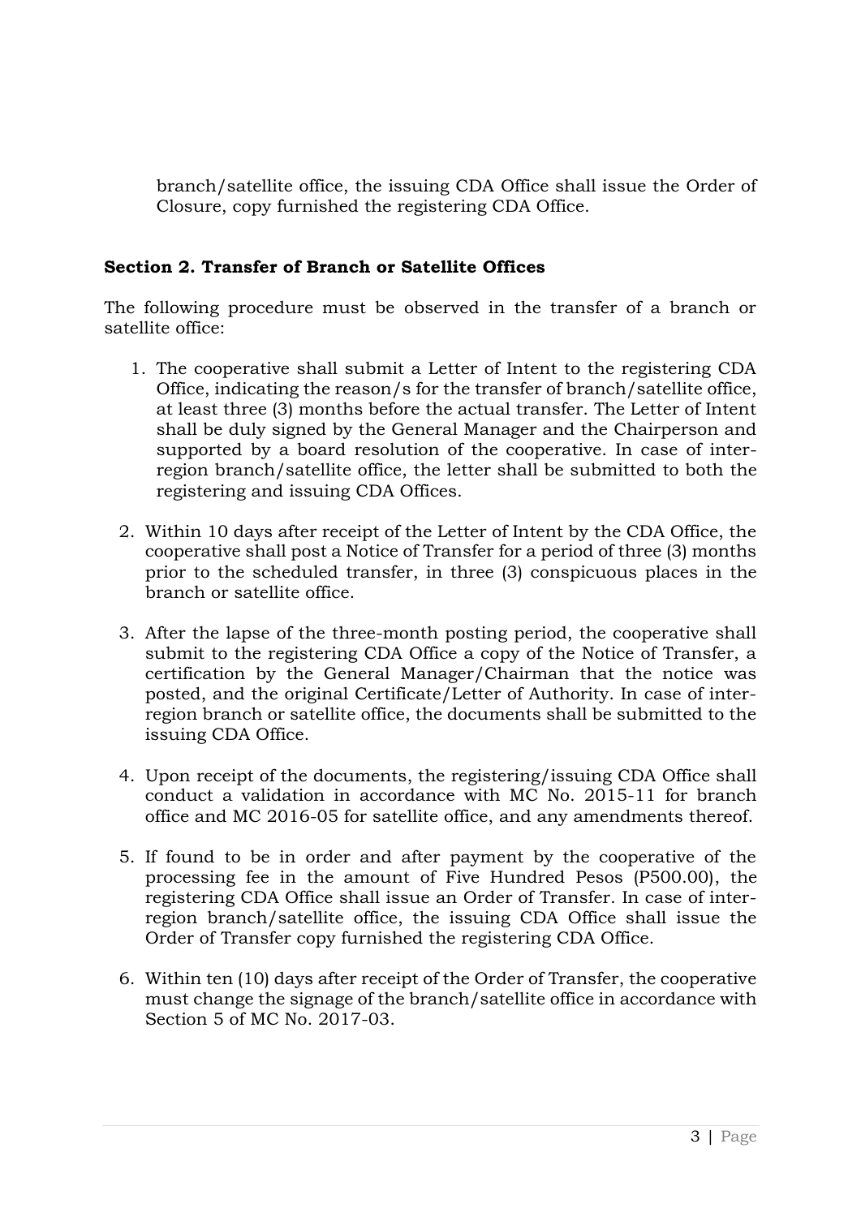branch/satellite office, the issuing CDA Office shall issue the Order of Closure, copy furnished the registering CDA Office.

**Section 2. Transfer of Branch or Satellite Offices**

The following procedure must be observed in the transfer of a branch or satellite office:

1. The cooperative shall submit a Letter of Intent to the registering CDA Office, indicating the reason/s for the transfer of branch/satellite office, at least three (3) months before the actual transfer. The Letter of Intent shall be duly signed by the General Manager and the Chairperson and supported by a board resolution of the cooperative. In case of inter-region branch/satellite office, the letter shall be submitted to both the registering and issuing CDA Offices.

2. Within 10 days after receipt of the Letter of Intent by the CDA Office, the cooperative shall post a Notice of Transfer for a period of three (3) months prior to the scheduled transfer, in three (3) conspicuous places in the branch or satellite office.

3. After the lapse of the three-month posting period, the cooperative shall submit to the registering CDA Office a copy of the Notice of Transfer, a certification by the General Manager/Chairman that the notice was posted, and the original Certificate/Letter of Authority. In case of inter-region branch or satellite office, the documents shall be submitted to the issuing CDA Office.

4. Upon receipt of the documents, the registering/issuing CDA Office shall conduct a validation in accordance with MC No. 2015-11 for branch office and MC 2016-05 for satellite office, and any amendments thereof.

5. If found to be in order and after payment by the cooperative of the processing fee in the amount of Five Hundred Pesos (P500.00), the registering CDA Office shall issue an Order of Transfer. In case of inter-region branch/satellite office, the issuing CDA Office shall issue the Order of Transfer copy furnished the registering CDA Office.

6. Within ten (10) days after receipt of the Order of Transfer, the cooperative must change the signage of the branch/satellite office in accordance with Section 5 of MC No. 2017-03.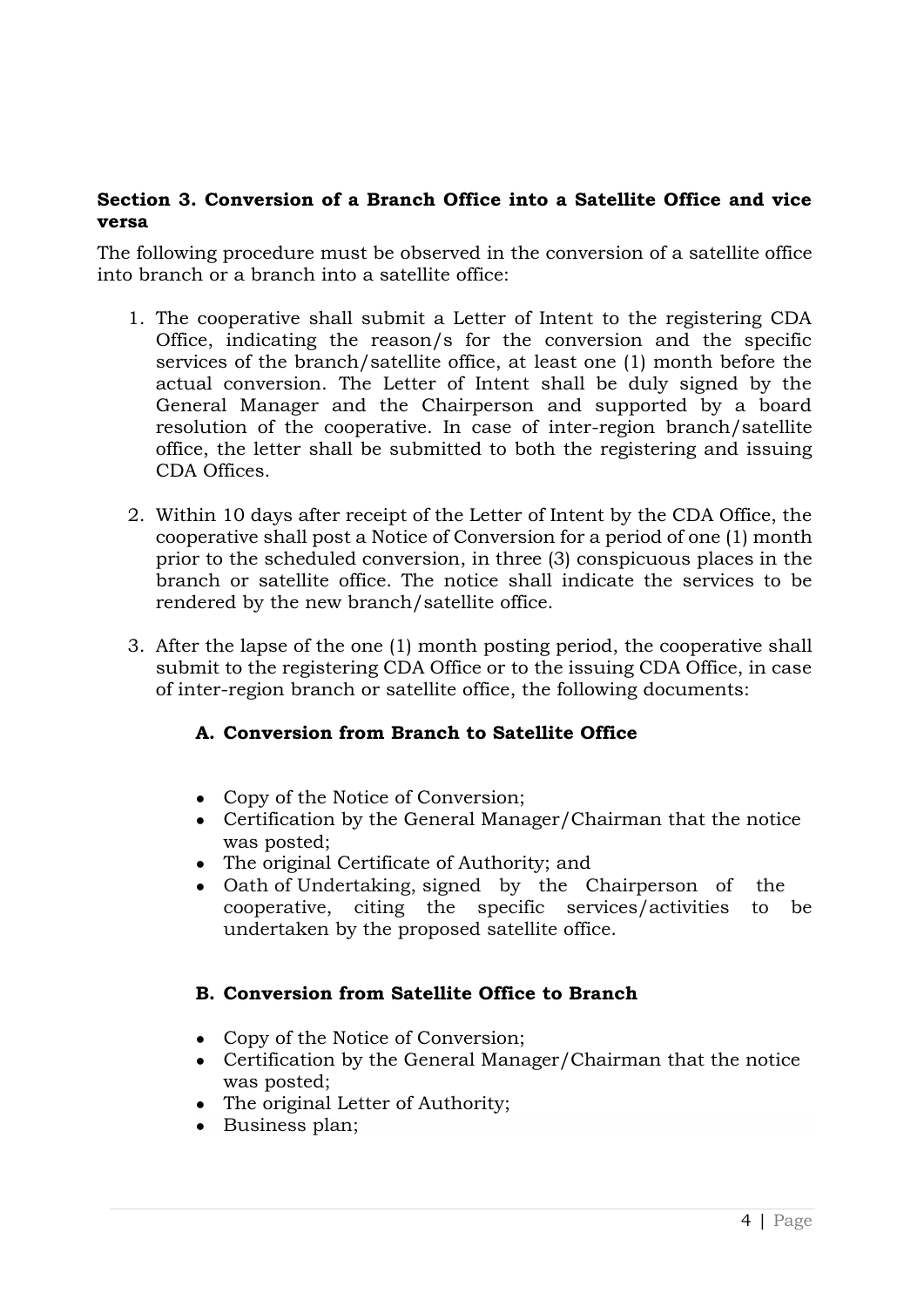**Section 3. Conversion of a Branch Office into a Satellite Office and vice versa**

The following procedure must be observed in the conversion of a satellite office into branch or a branch into a satellite office:

1. The cooperative shall submit a Letter of Intent to the registering CDA Office, indicating the reason/s for the conversion and the specific services of the branch/satellite office, at least one (1) month before the actual conversion. The Letter of Intent shall be duly signed by the General Manager and the Chairperson and supported by a board resolution of the cooperative. In case of inter-region branch/satellite office, the letter shall be submitted to both the registering and issuing CDA Offices.

2. Within 10 days after receipt of the Letter of Intent by the CDA Office, the cooperative shall post a Notice of Conversion for a period of one (1) month prior to the scheduled conversion, in three (3) conspicuous places in the branch or satellite office. The notice shall indicate the services to be rendered by the new branch/satellite office.

3. After the lapse of the one (1) month posting period, the cooperative shall submit to the registering CDA Office or to the issuing CDA Office, in case of inter-region branch or satellite office, the following documents:

   **A. Conversion from Branch to Satellite Office**

   - Copy of the Notice of Conversion;
   - Certification by the General Manager/Chairman that the notice was posted;
   - The original Certificate of Authority; and
   - Oath of Undertaking, signed by the Chairperson of the cooperative, citing the specific services/activities to be undertaken by the proposed satellite office.

   **B. Conversion from Satellite Office to Branch**

   - Copy of the Notice of Conversion;
   - Certification by the General Manager/Chairman that the notice was posted;
   - The original Letter of Authority;
   - Business plan;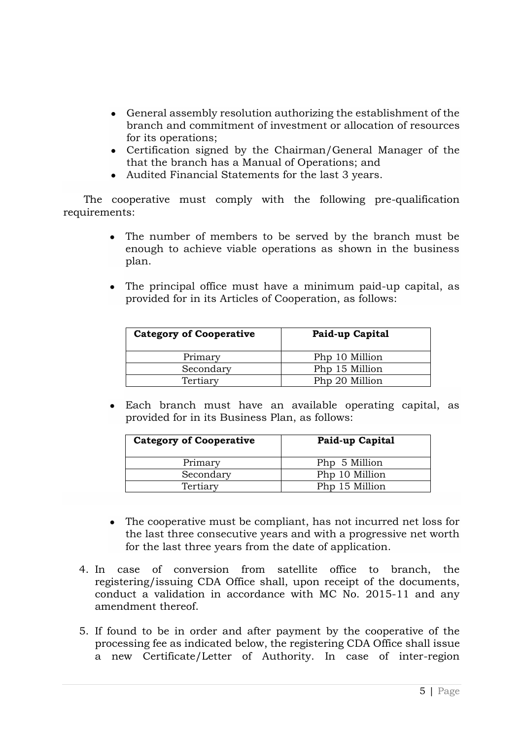- General assembly resolution authorizing the establishment of the branch and commitment of investment or allocation of resources for its operations;
- Certification signed by the Chairman/General Manager of the that the branch has a Manual of Operations; and
- Audited Financial Statements for the last 3 years.

The cooperative must comply with the following pre-qualification requirements:

- The number of members to be served by the branch must be enough to achieve viable operations as shown in the business plan.

- The principal office must have a minimum paid-up capital, as provided for in its Articles of Cooperation, as follows:

| **Category of Cooperative** | **Paid-up Capital** |
|---|---|
| Primary | Php 10 Million |
| Secondary | Php 15 Million |
| Tertiary | Php 20 Million |

- Each branch must have an available operating capital, as provided for in its Business Plan, as follows:

| **Category of Cooperative** | **Paid-up Capital** |
|---|---|
| Primary | Php 5 Million |
| Secondary | Php 10 Million |
| Tertiary | Php 15 Million |

- The cooperative must be compliant, has not incurred net loss for the last three consecutive years and with a progressive net worth for the last three years from the date of application.

4. In case of conversion from satellite office to branch, the registering/issuing CDA Office shall, upon receipt of the documents, conduct a validation in accordance with MC No. 2015-11 and any amendment thereof.

5. If found to be in order and after payment by the cooperative of the processing fee as indicated below, the registering CDA Office shall issue a new Certificate/Letter of Authority. In case of inter-region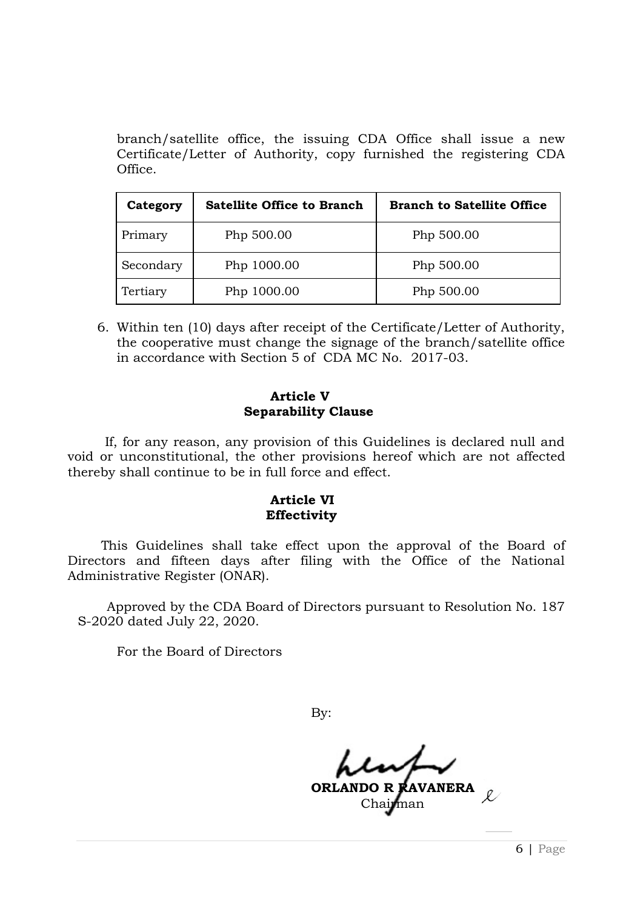branch/satellite office, the issuing CDA Office shall issue a new Certificate/Letter of Authority, copy furnished the registering CDA Office.

| Category | Satellite Office to Branch | Branch to Satellite Office |
| --- | --- | --- |
| Primary | Php 500.00 | Php 500.00 |
| Secondary | Php 1000.00 | Php 500.00 |
| Tertiary | Php 1000.00 | Php 500.00 |

6. Within ten (10) days after receipt of the Certificate/Letter of Authority, the cooperative must change the signage of the branch/satellite office in accordance with Section 5 of CDA MC No. 2017-03.

## Article V
## Separability Clause

If, for any reason, any provision of this Guidelines is declared null and void or unconstitutional, the other provisions hereof which are not affected thereby shall continue to be in full force and effect.

## Article VI
## Effectivity

This Guidelines shall take effect upon the approval of the Board of Directors and fifteen days after filing with the Office of the National Administrative Register (ONAR).

Approved by the CDA Board of Directors pursuant to Resolution No. 187 S-2020 dated July 22, 2020.

For the Board of Directors

By:

**ORLANDO R RAVANERA**
Chairman